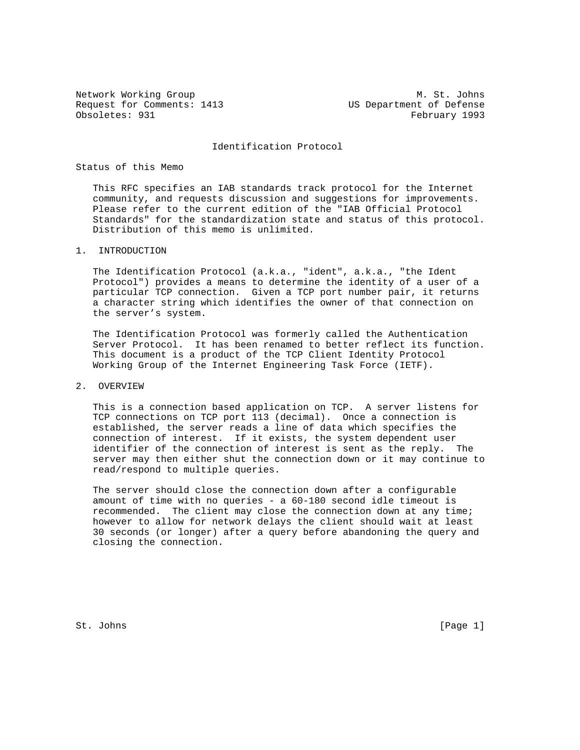Network Working Group M. St. Johns
Request for Comments: 1413 US Department of Defense
Obsoletes: 931 February 1993

# Identification Protocol

## Status of this Memo

This RFC specifies an IAB standards track protocol for the Internet community, and requests discussion and suggestions for improvements. Please refer to the current edition of the "IAB Official Protocol Standards" for the standardization state and status of this protocol. Distribution of this memo is unlimited.

## 1. INTRODUCTION

The Identification Protocol (a.k.a., "ident", a.k.a., "the Ident Protocol") provides a means to determine the identity of a user of a particular TCP connection. Given a TCP port number pair, it returns a character string which identifies the owner of that connection on the server's system.

The Identification Protocol was formerly called the Authentication Server Protocol. It has been renamed to better reflect its function. This document is a product of the TCP Client Identity Protocol Working Group of the Internet Engineering Task Force (IETF).

## 2. OVERVIEW

This is a connection based application on TCP. A server listens for TCP connections on TCP port 113 (decimal). Once a connection is established, the server reads a line of data which specifies the connection of interest. If it exists, the system dependent user identifier of the connection of interest is sent as the reply. The server may then either shut the connection down or it may continue to read/respond to multiple queries.

The server should close the connection down after a configurable amount of time with no queries - a 60-180 second idle timeout is recommended. The client may close the connection down at any time; however to allow for network delays the client should wait at least 30 seconds (or longer) after a query before abandoning the query and closing the connection.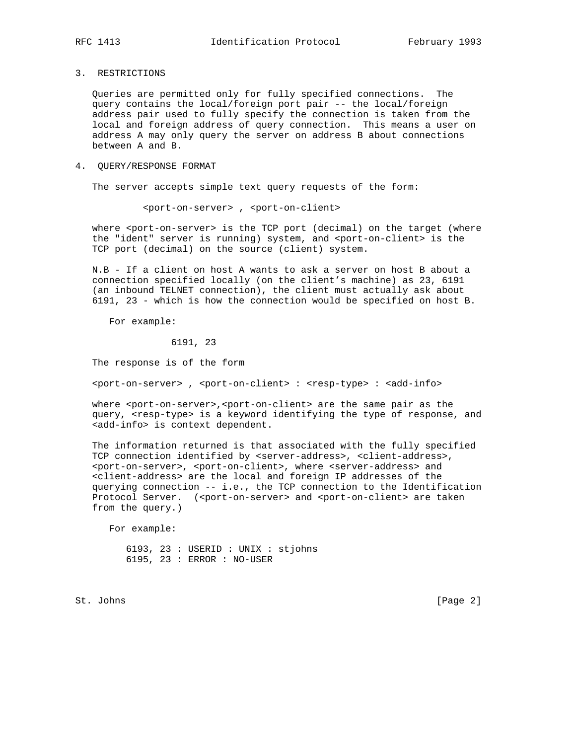## 3. RESTRICTIONS

Queries are permitted only for fully specified connections. The query contains the local/foreign port pair -- the local/foreign address pair used to fully specify the connection is taken from the local and foreign address of query connection. This means a user on address A may only query the server on address B about connections between A and B.

## 4. QUERY/RESPONSE FORMAT

The server accepts simple text query requests of the form:

```
<port-on-server> , <port-on-client>
```

where <port-on-server> is the TCP port (decimal) on the target (where the "ident" server is running) system, and <port-on-client> is the TCP port (decimal) on the source (client) system.

N.B - If a client on host A wants to ask a server on host B about a connection specified locally (on the client's machine) as 23, 6191 (an inbound TELNET connection), the client must actually ask about 6191, 23 - which is how the connection would be specified on host B.

For example:

```
6191, 23
```

The response is of the form

```
<port-on-server> , <port-on-client> : <resp-type> : <add-info>
```

where <port-on-server>,<port-on-client> are the same pair as the query, <resp-type> is a keyword identifying the type of response, and <add-info> is context dependent.

The information returned is that associated with the fully specified TCP connection identified by <server-address>, <client-address>, <port-on-server>, <port-on-client>, where <server-address> and <client-address> are the local and foreign IP addresses of the querying connection -- i.e., the TCP connection to the Identification Protocol Server. (<port-on-server> and <port-on-client> are taken from the query.)

For example:

```
6193, 23 : USERID : UNIX : stjohns
6195, 23 : ERROR : NO-USER
```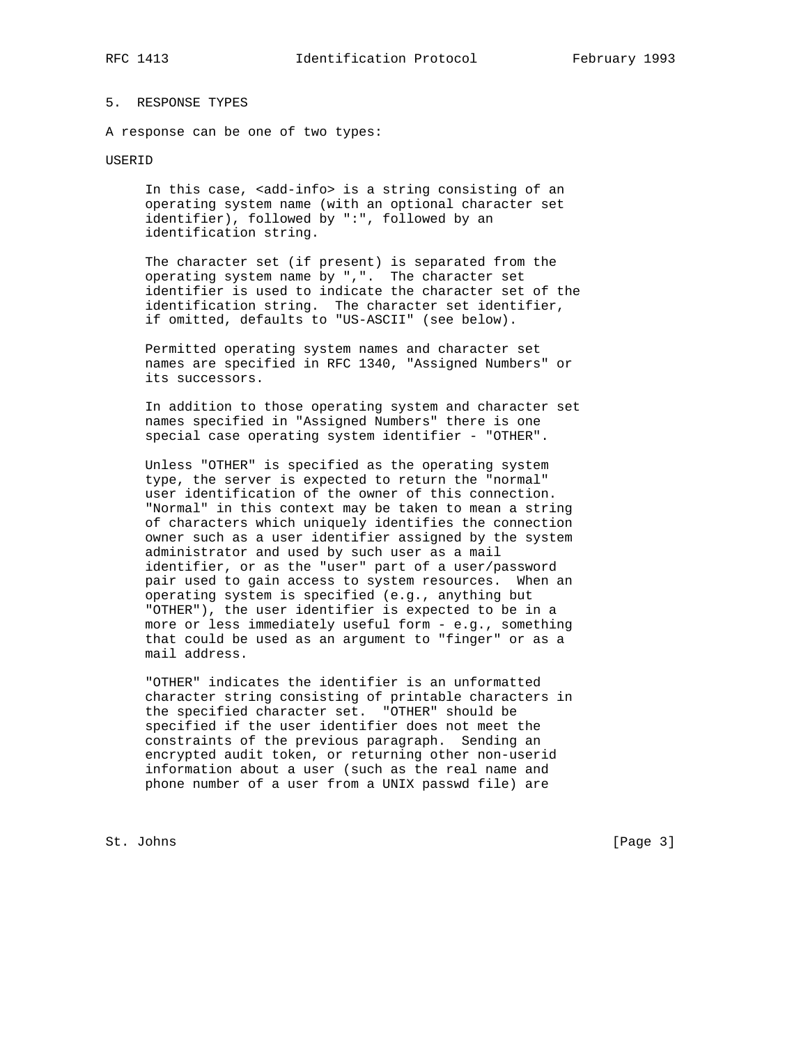## 5. RESPONSE TYPES

A response can be one of two types:

USERID

In this case, <add-info> is a string consisting of an operating system name (with an optional character set identifier), followed by ":", followed by an identification string.

The character set (if present) is separated from the operating system name by ",". The character set identifier is used to indicate the character set of the identification string. The character set identifier, if omitted, defaults to "US-ASCII" (see below).

Permitted operating system names and character set names are specified in RFC 1340, "Assigned Numbers" or its successors.

In addition to those operating system and character set names specified in "Assigned Numbers" there is one special case operating system identifier - "OTHER".

Unless "OTHER" is specified as the operating system type, the server is expected to return the "normal" user identification of the owner of this connection. "Normal" in this context may be taken to mean a string of characters which uniquely identifies the connection owner such as a user identifier assigned by the system administrator and used by such user as a mail identifier, or as the "user" part of a user/password pair used to gain access to system resources. When an operating system is specified (e.g., anything but "OTHER"), the user identifier is expected to be in a more or less immediately useful form - e.g., something that could be used as an argument to "finger" or as a mail address.

"OTHER" indicates the identifier is an unformatted character string consisting of printable characters in the specified character set. "OTHER" should be specified if the user identifier does not meet the constraints of the previous paragraph. Sending an encrypted audit token, or returning other non-userid information about a user (such as the real name and phone number of a user from a UNIX passwd file) are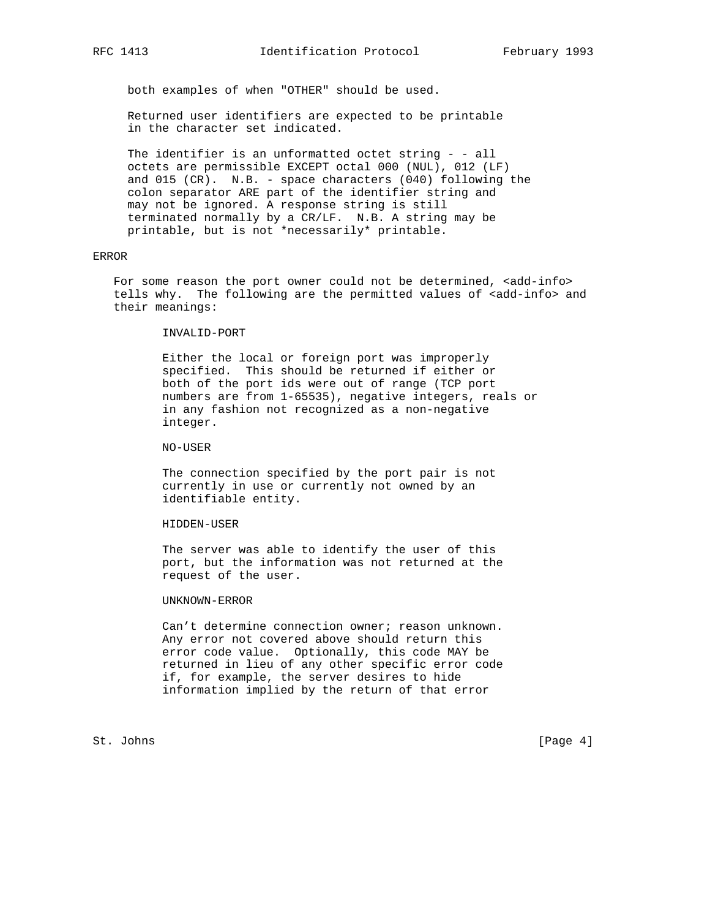both examples of when "OTHER" should be used.

Returned user identifiers are expected to be printable in the character set indicated.

The identifier is an unformatted octet string - - all octets are permissible EXCEPT octal 000 (NUL), 012 (LF) and 015 (CR). N.B. - space characters (040) following the colon separator ARE part of the identifier string and may not be ignored. A response string is still terminated normally by a CR/LF. N.B. A string may be printable, but is not *necessarily* printable.

ERROR

For some reason the port owner could not be determined, <add-info> tells why. The following are the permitted values of <add-info> and their meanings:

INVALID-PORT

Either the local or foreign port was improperly specified. This should be returned if either or both of the port ids were out of range (TCP port numbers are from 1-65535), negative integers, reals or in any fashion not recognized as a non-negative integer.

NO-USER

The connection specified by the port pair is not currently in use or currently not owned by an identifiable entity.

HIDDEN-USER

The server was able to identify the user of this port, but the information was not returned at the request of the user.

UNKNOWN-ERROR

Can't determine connection owner; reason unknown. Any error not covered above should return this error code value. Optionally, this code MAY be returned in lieu of any other specific error code if, for example, the server desires to hide information implied by the return of that error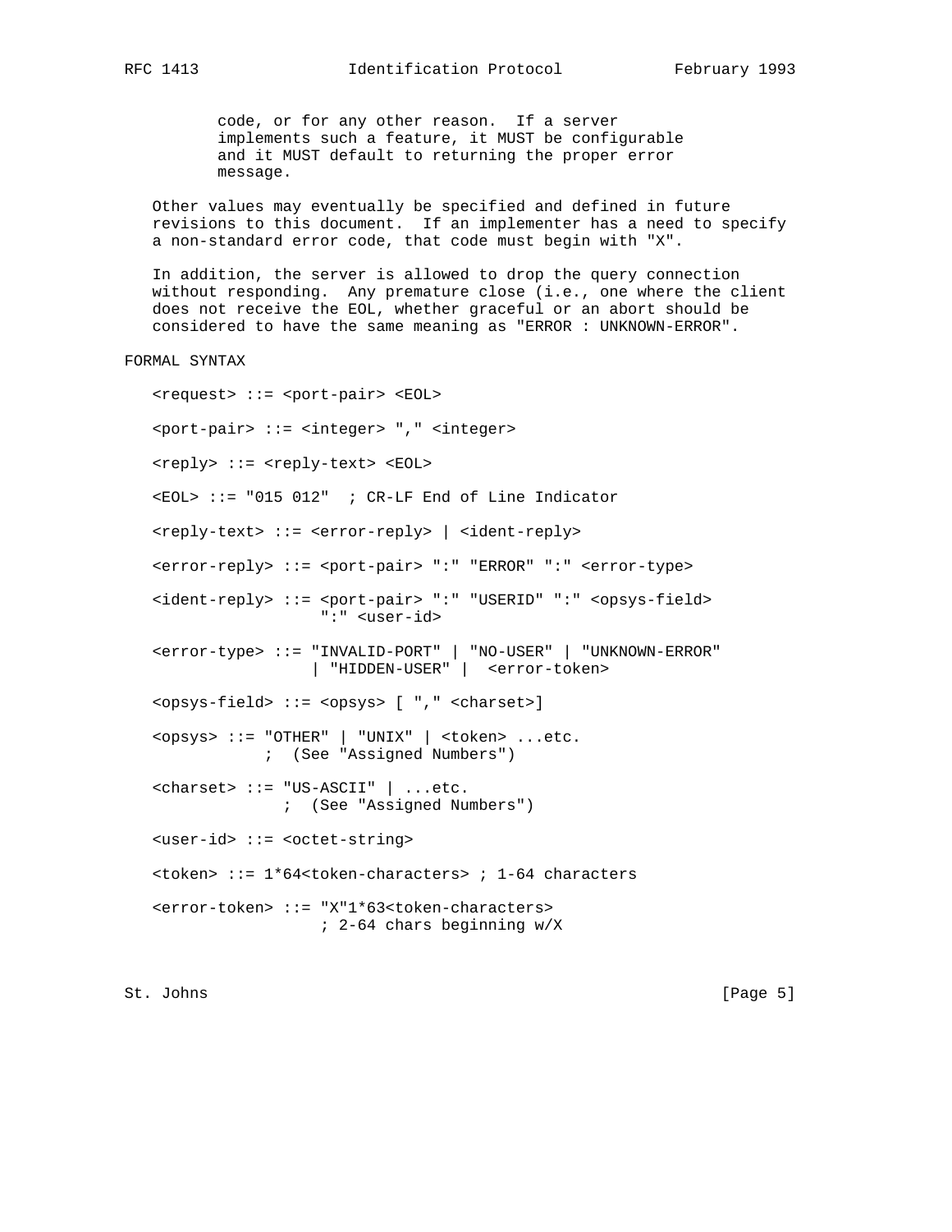code, or for any other reason. If a server implements such a feature, it MUST be configurable and it MUST default to returning the proper error message.

Other values may eventually be specified and defined in future revisions to this document. If an implementer has a need to specify a non-standard error code, that code must begin with "X".

In addition, the server is allowed to drop the query connection without responding. Any premature close (i.e., one where the client does not receive the EOL, whether graceful or an abort should be considered to have the same meaning as "ERROR : UNKNOWN-ERROR".

## FORMAL SYNTAX

```
<request> ::= <port-pair> <EOL>

<port-pair> ::= <integer> "," <integer>

<reply> ::= <reply-text> <EOL>

<EOL> ::= "015 012"  ; CR-LF End of Line Indicator

<reply-text> ::= <error-reply> | <ident-reply>

<error-reply> ::= <port-pair> ":" "ERROR" ":" <error-type>

<ident-reply> ::= <port-pair> ":" "USERID" ":" <opsys-field>
                  ":" <user-id>

<error-type> ::= "INVALID-PORT" | "NO-USER" | "UNKNOWN-ERROR"
                 | "HIDDEN-USER" |  <error-token>

<opsys-field> ::= <opsys> [ "," <charset>]

<opsys> ::= "OTHER" | "UNIX" | <token> ...etc.
            ;  (See "Assigned Numbers")

<charset> ::= "US-ASCII" | ...etc.
              ;  (See "Assigned Numbers")

<user-id> ::= <octet-string>

<token> ::= 1*64<token-characters> ; 1-64 characters

<error-token> ::= "X"1*63<token-characters>
                  ; 2-64 chars beginning w/X
```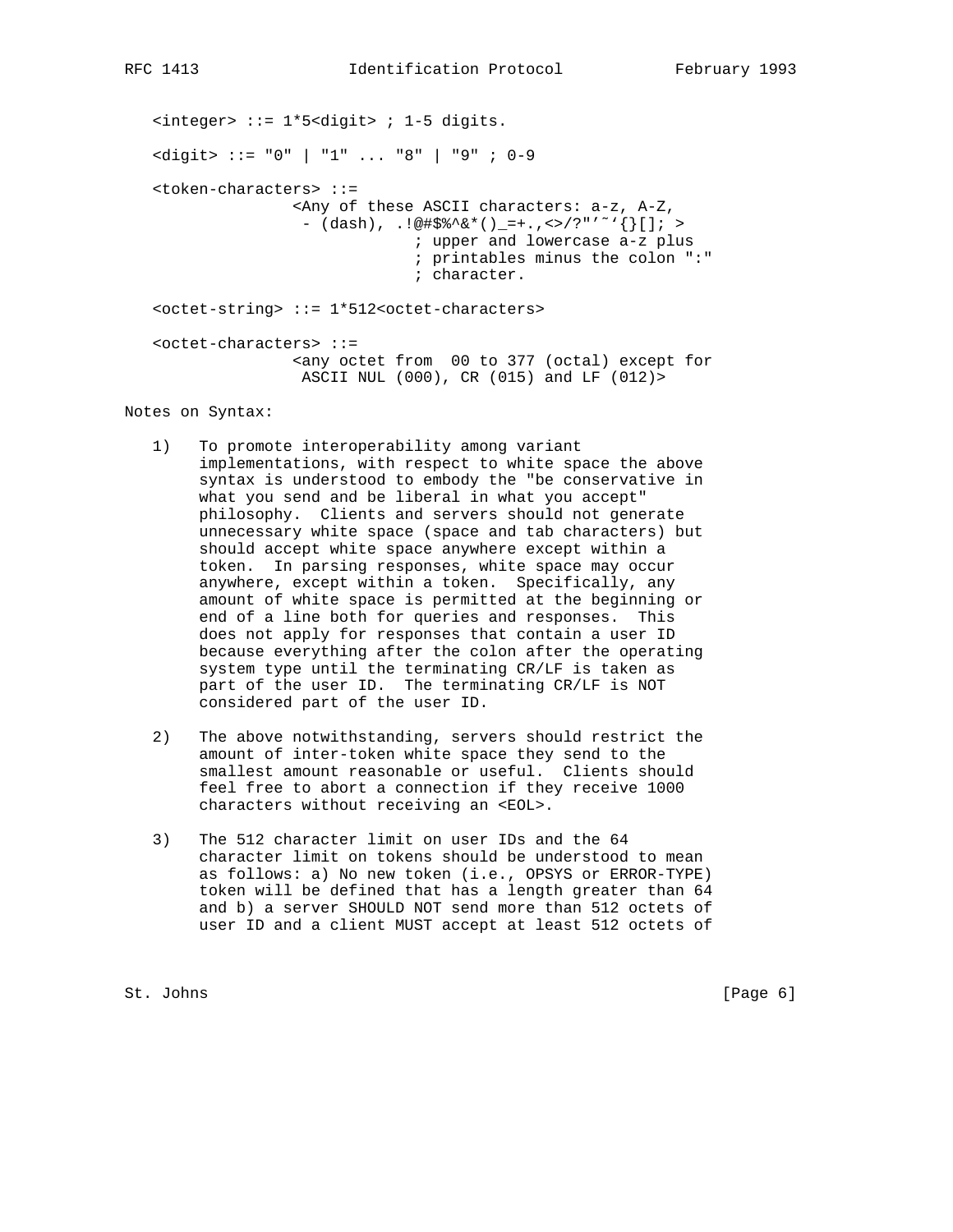```
<integer> ::= 1*5<digit> ; 1-5 digits.

<digit> ::= "0" | "1" ... "8" | "9" ; 0-9

<token-characters> ::=
                <Any of these ASCII characters: a-z, A-Z,
                 - (dash), .!@#$%^&*()_=+.,<>/?"'~`{}[]; >
                            ; upper and lowercase a-z plus
                            ; printables minus the colon ":"
                            ; character.

<octet-string> ::= 1*512<octet-characters>

<octet-characters> ::=
                <any octet from  00 to 377 (octal) except for
                 ASCII NUL (000), CR (015) and LF (012)>
```

Notes on Syntax:

1) To promote interoperability among variant implementations, with respect to white space the above syntax is understood to embody the "be conservative in what you send and be liberal in what you accept" philosophy. Clients and servers should not generate unnecessary white space (space and tab characters) but should accept white space anywhere except within a token. In parsing responses, white space may occur anywhere, except within a token. Specifically, any amount of white space is permitted at the beginning or end of a line both for queries and responses. This does not apply for responses that contain a user ID because everything after the colon after the operating system type until the terminating CR/LF is taken as part of the user ID. The terminating CR/LF is NOT considered part of the user ID.

2) The above notwithstanding, servers should restrict the amount of inter-token white space they send to the smallest amount reasonable or useful. Clients should feel free to abort a connection if they receive 1000 characters without receiving an <EOL>.

3) The 512 character limit on user IDs and the 64 character limit on tokens should be understood to mean as follows: a) No new token (i.e., OPSYS or ERROR-TYPE) token will be defined that has a length greater than 64 and b) a server SHOULD NOT send more than 512 octets of user ID and a client MUST accept at least 512 octets of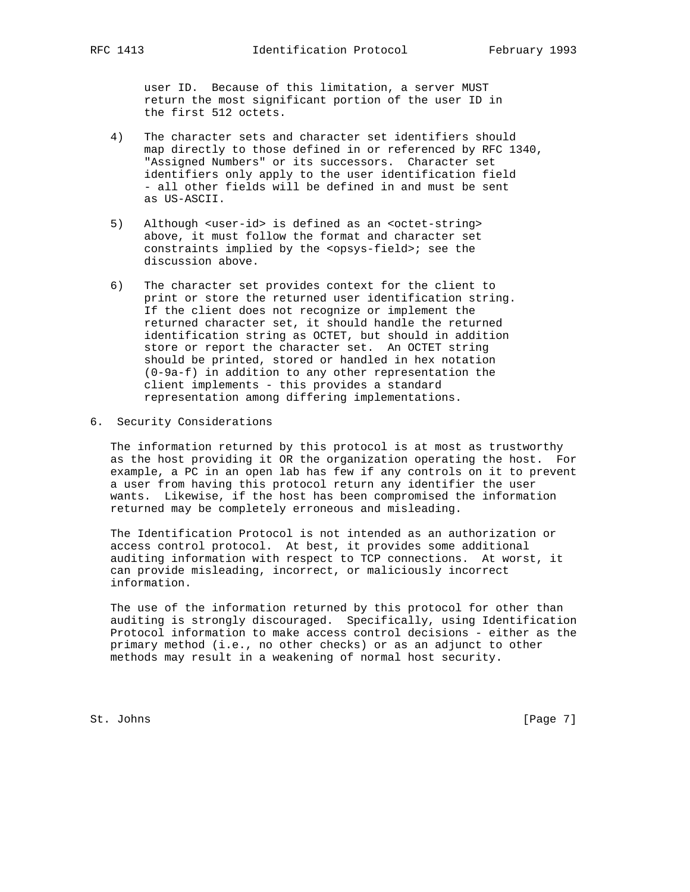user ID. Because of this limitation, a server MUST return the most significant portion of the user ID in the first 512 octets.

4) The character sets and character set identifiers should map directly to those defined in or referenced by RFC 1340, "Assigned Numbers" or its successors. Character set identifiers only apply to the user identification field - all other fields will be defined in and must be sent as US-ASCII.

5) Although <user-id> is defined as an <octet-string> above, it must follow the format and character set constraints implied by the <opsys-field>; see the discussion above.

6) The character set provides context for the client to print or store the returned user identification string. If the client does not recognize or implement the returned character set, it should handle the returned identification string as OCTET, but should in addition store or report the character set. An OCTET string should be printed, stored or handled in hex notation (0-9a-f) in addition to any other representation the client implements - this provides a standard representation among differing implementations.

## 6. Security Considerations

The information returned by this protocol is at most as trustworthy as the host providing it OR the organization operating the host. For example, a PC in an open lab has few if any controls on it to prevent a user from having this protocol return any identifier the user wants. Likewise, if the host has been compromised the information returned may be completely erroneous and misleading.

The Identification Protocol is not intended as an authorization or access control protocol. At best, it provides some additional auditing information with respect to TCP connections. At worst, it can provide misleading, incorrect, or maliciously incorrect information.

The use of the information returned by this protocol for other than auditing is strongly discouraged. Specifically, using Identification Protocol information to make access control decisions - either as the primary method (i.e., no other checks) or as an adjunct to other methods may result in a weakening of normal host security.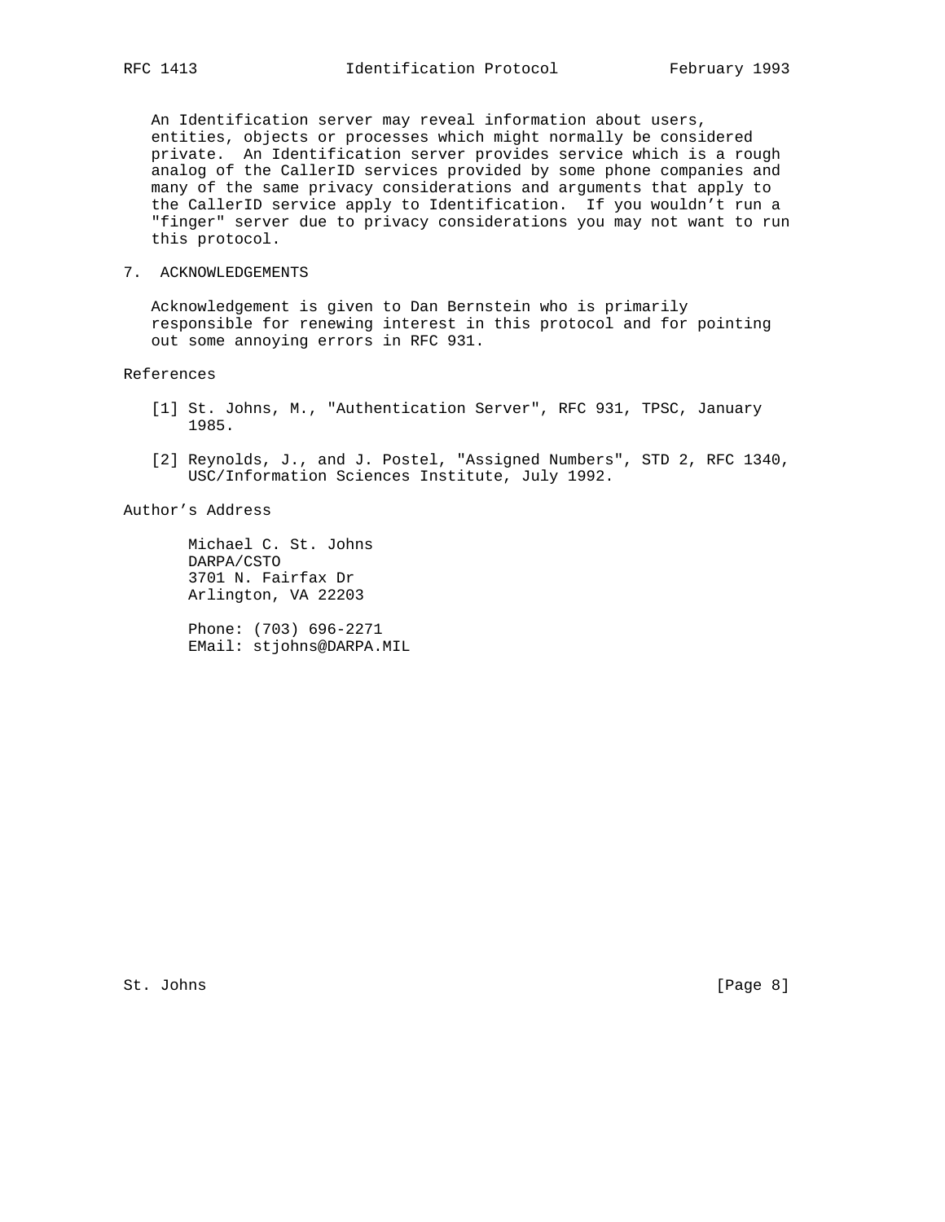An Identification server may reveal information about users, entities, objects or processes which might normally be considered private. An Identification server provides service which is a rough analog of the CallerID services provided by some phone companies and many of the same privacy considerations and arguments that apply to the CallerID service apply to Identification. If you wouldn't run a "finger" server due to privacy considerations you may not want to run this protocol.

## 7. ACKNOWLEDGEMENTS

Acknowledgement is given to Dan Bernstein who is primarily responsible for renewing interest in this protocol and for pointing out some annoying errors in RFC 931.

## References

[1] St. Johns, M., "Authentication Server", RFC 931, TPSC, January 1985.

[2] Reynolds, J., and J. Postel, "Assigned Numbers", STD 2, RFC 1340, USC/Information Sciences Institute, July 1992.

## Author's Address

Michael C. St. Johns
DARPA/CSTO
3701 N. Fairfax Dr
Arlington, VA 22203

Phone: (703) 696-2271
EMail: stjohns@DARPA.MIL